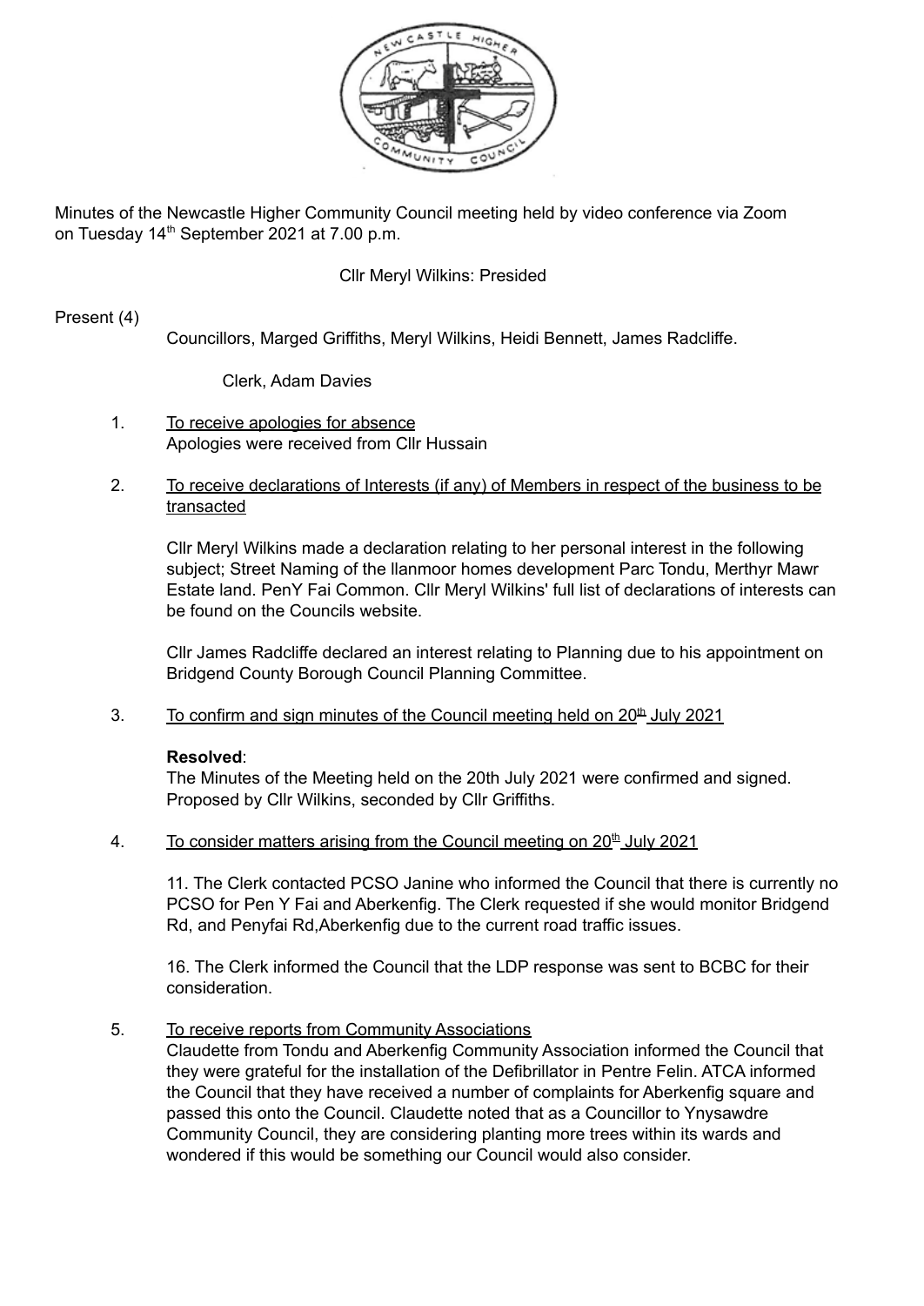Minutes of the Newcastle Higher Community Council meeting held by video conference via Zoom on Tuesday 14th September 2021 at 7.00 p.m.

Cllr Meryl Wilkins: Presided

Present (4)

Councillors, Marged Griffiths, Meryl Wilkins, Heidi Bennett, James Radcliffe.

Clerk, Adam Davies

1. To receive apologies for absence

   Apologies were received from Cllr Hussain

2. To receive declarations of Interests (if any) of Members in respect of the business to be transacted

   Cllr Meryl Wilkins made a declaration relating to her personal interest in the following subject; Street Naming of the llanmoor homes development Parc Tondu, Merthyr Mawr Estate land. PenY Fai Common. Cllr Meryl Wilkins' full list of declarations of interests can be found on the Councils website.

   Cllr James Radcliffe declared an interest relating to Planning due to his appointment on Bridgend County Borough Council Planning Committee.

3. To confirm and sign minutes of the Council meeting held on 20th July 2021

   **Resolved**:
   The Minutes of the Meeting held on the 20th July 2021 were confirmed and signed. Proposed by Cllr Wilkins, seconded by Cllr Griffiths.

4. To consider matters arising from the Council meeting on 20th July 2021

   11. The Clerk contacted PCSO Janine who informed the Council that there is currently no PCSO for Pen Y Fai and Aberkenfig. The Clerk requested if she would monitor Bridgend Rd, and Penyfai Rd,Aberkenfig due to the current road traffic issues.

   16. The Clerk informed the Council that the LDP response was sent to BCBC for their consideration.

5. To receive reports from Community Associations

   Claudette from Tondu and Aberkenfig Community Association informed the Council that they were grateful for the installation of the Defibrillator in Pentre Felin. ATCA informed the Council that they have received a number of complaints for Aberkenfig square and passed this onto the Council. Claudette noted that as a Councillor to Ynysawdre Community Council, they are considering planting more trees within its wards and wondered if this would be something our Council would also consider.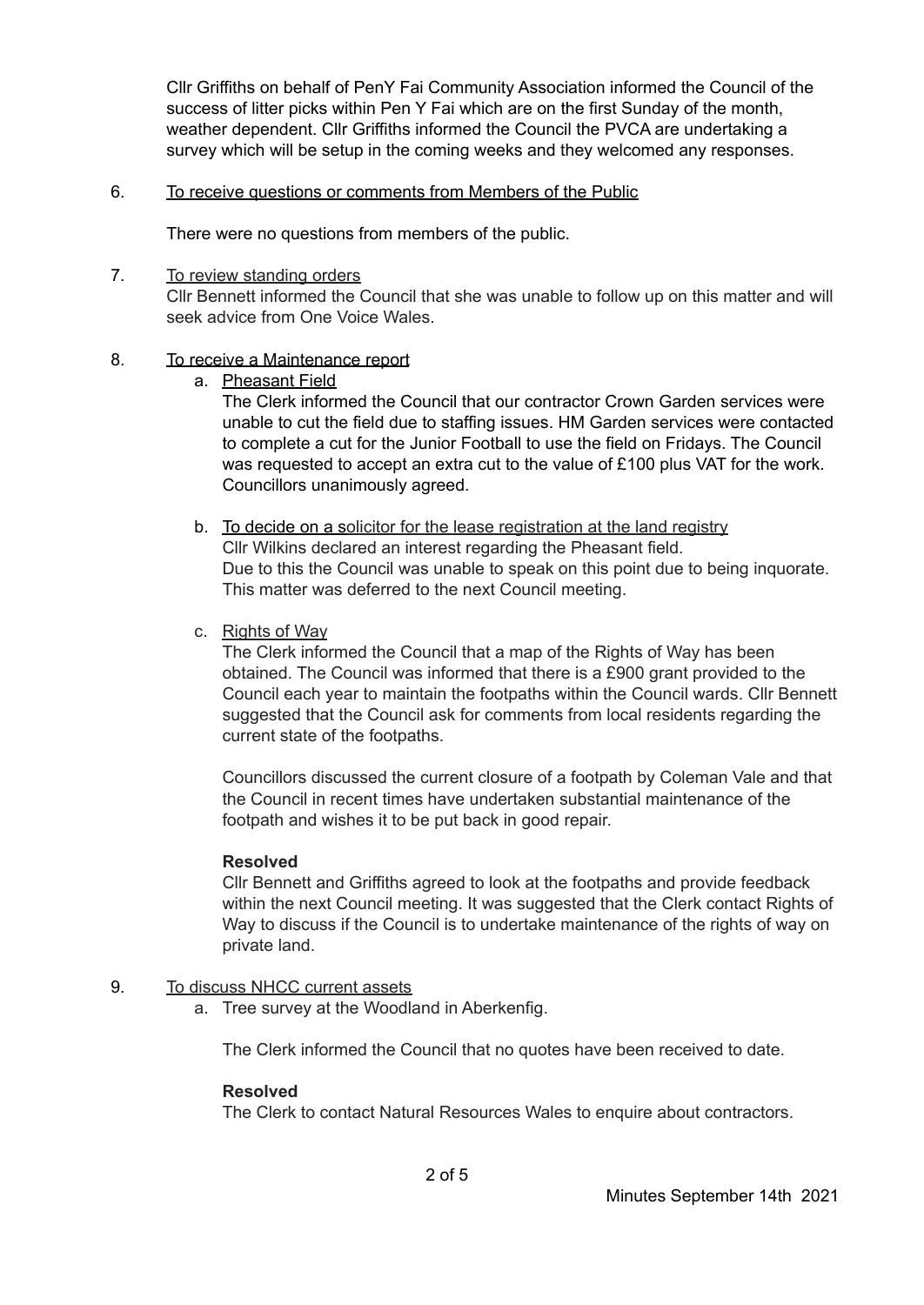Cllr Griffiths on behalf of PenY Fai Community Association informed the Council of the success of litter picks within Pen Y Fai which are on the first Sunday of the month, weather dependent. Cllr Griffiths informed the Council the PVCA are undertaking a survey which will be setup in the coming weeks and they welcomed any responses.

6. <u>To receive questions or comments from Members of the Public</u>

   There were no questions from members of the public.

7. <u>To review standing orders</u>
   Cllr Bennett informed the Council that she was unable to follow up on this matter and will seek advice from One Voice Wales.

8. <u>To receive a Maintenance report</u>
   a. <u>Pheasant Field</u>
      The Clerk informed the Council that our contractor Crown Garden services were unable to cut the field due to staffing issues. HM Garden services were contacted to complete a cut for the Junior Football to use the field on Fridays. The Council was requested to accept an extra cut to the value of £100 plus VAT for the work. Councillors unanimously agreed.

   b. <u>To decide on a solicitor for the lease registration at the land registry</u>
      Cllr Wilkins declared an interest regarding the Pheasant field.
      Due to this the Council was unable to speak on this point due to being inquorate. This matter was deferred to the next Council meeting.

   c. <u>Rights of Way</u>
      The Clerk informed the Council that a map of the Rights of Way has been obtained. The Council was informed that there is a £900 grant provided to the Council each year to maintain the footpaths within the Council wards. Cllr Bennett suggested that the Council ask for comments from local residents regarding the current state of the footpaths.

      Councillors discussed the current closure of a footpath by Coleman Vale and that the Council in recent times have undertaken substantial maintenance of the footpath and wishes it to be put back in good repair.

      **Resolved**
      Cllr Bennett and Griffiths agreed to look at the footpaths and provide feedback within the next Council meeting. It was suggested that the Clerk contact Rights of Way to discuss if the Council is to undertake maintenance of the rights of way on private land.

9. <u>To discuss NHCC current assets</u>
   a. Tree survey at the Woodland in Aberkenfig.

      The Clerk informed the Council that no quotes have been received to date.

      **Resolved**
      The Clerk to contact Natural Resources Wales to enquire about contractors.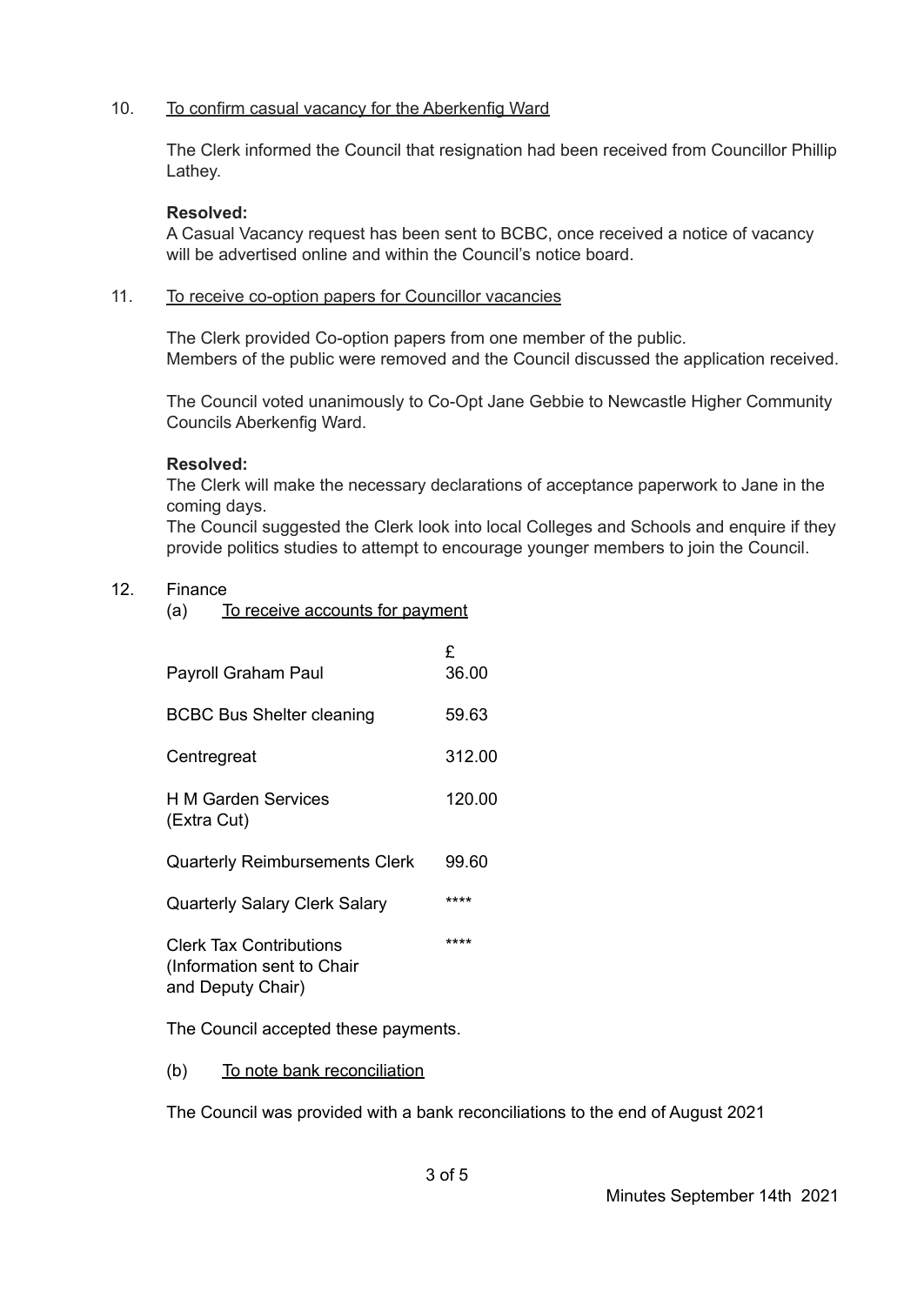10. <u>To confirm casual vacancy for the Aberkenfig Ward</u>

    The Clerk informed the Council that resignation had been received from Councillor Phillip Lathey.

    **Resolved:**
    A Casual Vacancy request has been sent to BCBC, once received a notice of vacancy will be advertised online and within the Council's notice board.

11. <u>To receive co-option papers for Councillor vacancies</u>

    The Clerk provided Co-option papers from one member of the public.
    Members of the public were removed and the Council discussed the application received.

    The Council voted unanimously to Co-Opt Jane Gebbie to Newcastle Higher Community Councils Aberkenfig Ward.

    **Resolved:**
    The Clerk will make the necessary declarations of acceptance paperwork to Jane in the coming days.
    The Council suggested the Clerk look into local Colleges and Schools and enquire if they provide politics studies to attempt to encourage younger members to join the Council.

12. Finance
    (a) <u>To receive accounts for payment</u>

| | £ |
|---|---|
| Payroll Graham Paul | 36.00 |
| BCBC Bus Shelter cleaning | 59.63 |
| Centregreat | 312.00 |
| H M Garden Services (Extra Cut) | 120.00 |
| Quarterly Reimbursements Clerk | 99.60 |
| Quarterly Salary Clerk Salary | **** |
| Clerk Tax Contributions (Information sent to Chair and Deputy Chair) | **** |

The Council accepted these payments.

(b) <u>To note bank reconciliation</u>

The Council was provided with a bank reconciliations to the end of August 2021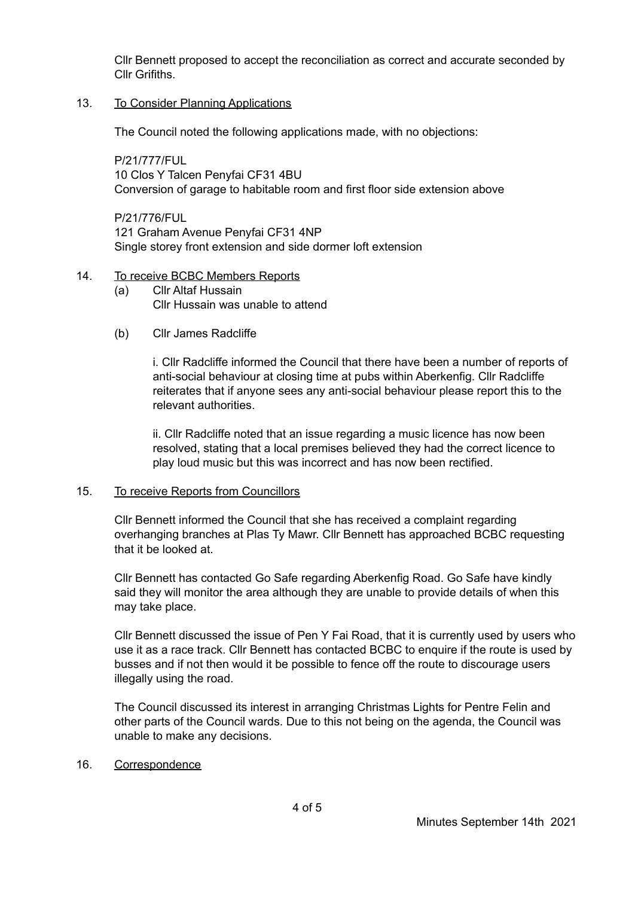Cllr Bennett proposed to accept the reconciliation as correct and accurate seconded by Cllr Grifiths.

13. To Consider Planning Applications

The Council noted the following applications made, with no objections:

P/21/777/FUL
10 Clos Y Talcen Penyfai CF31 4BU
Conversion of garage to habitable room and first floor side extension above

P/21/776/FUL
121 Graham Avenue Penyfai CF31 4NP
Single storey front extension and side dormer loft extension

14. To receive BCBC Members Reports

(a) Cllr Altaf Hussain
Cllr Hussain was unable to attend

(b) Cllr James Radcliffe

i. Cllr Radcliffe informed the Council that there have been a number of reports of anti-social behaviour at closing time at pubs within Aberkenfig. Cllr Radcliffe reiterates that if anyone sees any anti-social behaviour please report this to the relevant authorities.

ii. Cllr Radcliffe noted that an issue regarding a music licence has now been resolved, stating that a local premises believed they had the correct licence to play loud music but this was incorrect and has now been rectified.

15. To receive Reports from Councillors

Cllr Bennett informed the Council that she has received a complaint regarding overhanging branches at Plas Ty Mawr. Cllr Bennett has approached BCBC requesting that it be looked at.

Cllr Bennett has contacted Go Safe regarding Aberkenfig Road. Go Safe have kindly said they will monitor the area although they are unable to provide details of when this may take place.

Cllr Bennett discussed the issue of Pen Y Fai Road, that it is currently used by users who use it as a race track. Cllr Bennett has contacted BCBC to enquire if the route is used by busses and if not then would it be possible to fence off the route to discourage users illegally using the road.

The Council discussed its interest in arranging Christmas Lights for Pentre Felin and other parts of the Council wards. Due to this not being on the agenda, the Council was unable to make any decisions.

16. Correspondence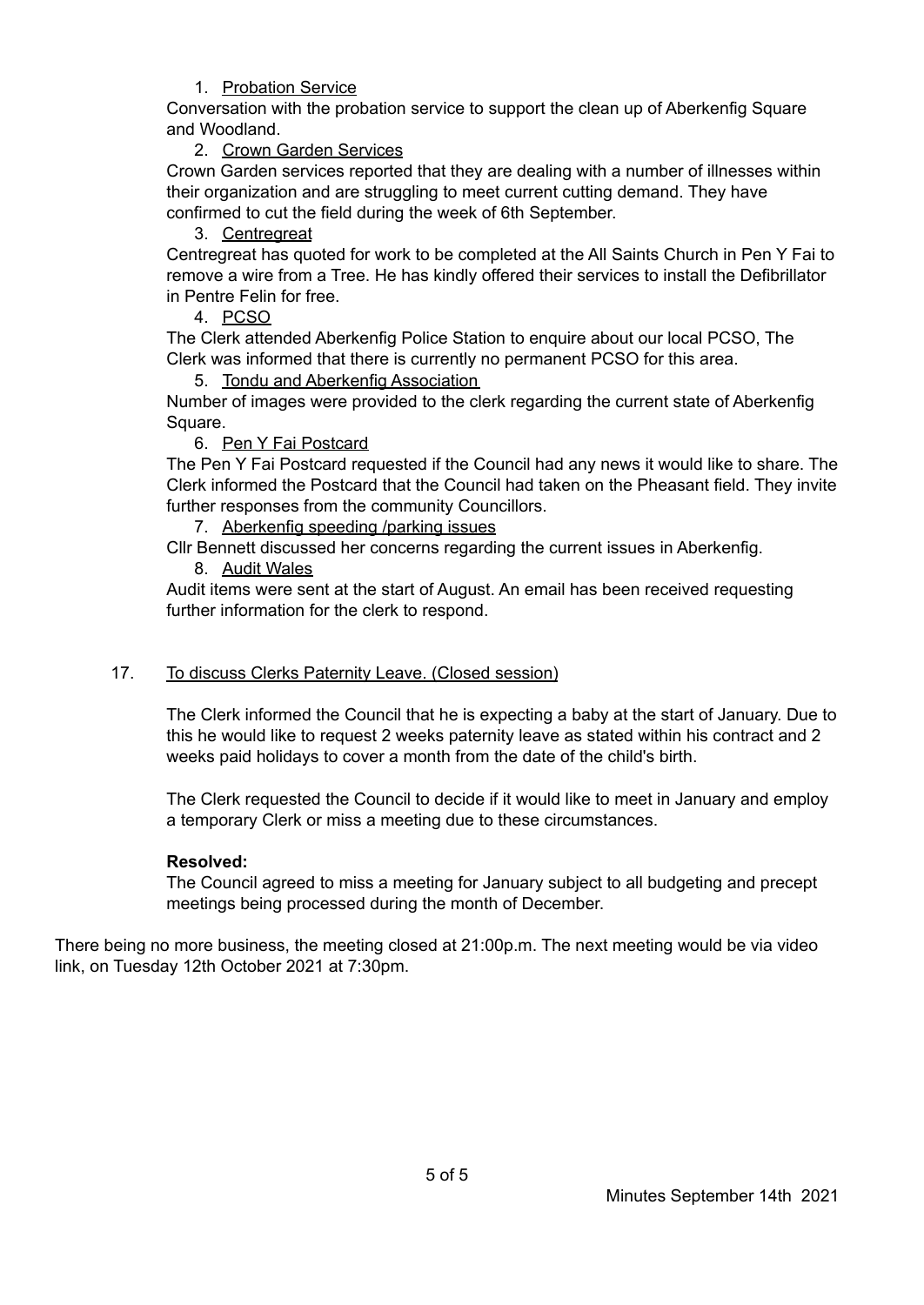1. Probation Service

Conversation with the probation service to support the clean up of Aberkenfig Square and Woodland.

2. Crown Garden Services

Crown Garden services reported that they are dealing with a number of illnesses within their organization and are struggling to meet current cutting demand. They have confirmed to cut the field during the week of 6th September.

3. Centregreat

Centregreat has quoted for work to be completed at the All Saints Church in Pen Y Fai to remove a wire from a Tree. He has kindly offered their services to install the Defibrillator in Pentre Felin for free.

4. PCSO

The Clerk attended Aberkenfig Police Station to enquire about our local PCSO, The Clerk was informed that there is currently no permanent PCSO for this area.

5. Tondu and Aberkenfig Association

Number of images were provided to the clerk regarding the current state of Aberkenfig Square.

6. Pen Y Fai Postcard

The Pen Y Fai Postcard requested if the Council had any news it would like to share. The Clerk informed the Postcard that the Council had taken on the Pheasant field. They invite further responses from the community Councillors.

7. Aberkenfig speeding /parking issues

Cllr Bennett discussed her concerns regarding the current issues in Aberkenfig.

8. Audit Wales

Audit items were sent at the start of August. An email has been received requesting further information for the clerk to respond.

17. To discuss Clerks Paternity Leave. (Closed session)

The Clerk informed the Council that he is expecting a baby at the start of January. Due to this he would like to request 2 weeks paternity leave as stated within his contract and 2 weeks paid holidays to cover a month from the date of the child's birth.

The Clerk requested the Council to decide if it would like to meet in January and employ a temporary Clerk or miss a meeting due to these circumstances.

**Resolved:**

The Council agreed to miss a meeting for January subject to all budgeting and precept meetings being processed during the month of December.

There being no more business, the meeting closed at 21:00p.m. The next meeting would be via video link, on Tuesday 12th October 2021 at 7:30pm.